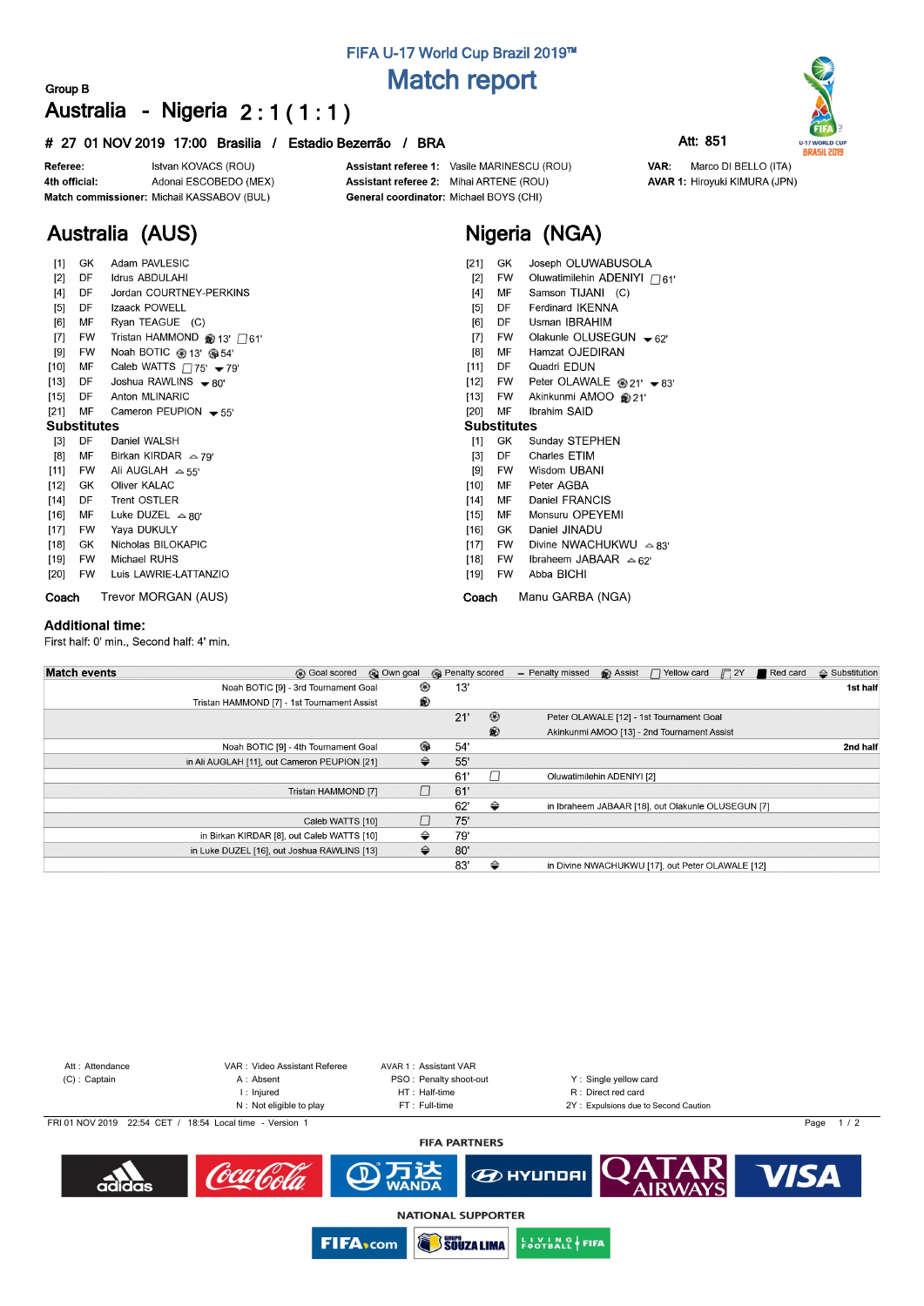FIFA U-17 World Cup Brazil 2019™

# Match report

Group B

## Australia - Nigeria 2 : 1 ( 1 : 1 )

**# 27 01 NOV 2019 17:00 Brasilia / Estadio Bezerrão / BRA** — Att: 851

**Referee:** Istvan KOVACS (ROU)
**4th official:** Adonai ESCOBEDO (MEX)
**Match commissioner:** Michail KASSABOV (BUL)
**Assistant referee 1:** Vasile MARINESCU (ROU)
**Assistant referee 2:** Mihai ARTENE (ROU)
**General coordinator:** Michael BOYS (CHI)
**VAR:** Marco DI BELLO (ITA)
**AVAR 1:** Hiroyuki KIMURA (JPN)

## Australia (AUS)

| No. | Pos | Player | Events |
|---|---|---|---|
| [1] | GK | Adam PAVLESIC | |
| [2] | DF | Idrus ABDULAHI | |
| [4] | DF | Jordan COURTNEY-PERKINS | |
| [5] | DF | Izaack POWELL | |
| [6] | MF | Ryan TEAGUE (C) | |
| [7] | FW | Tristan HAMMOND | Assist 13', Yellow card 61' |
| [9] | FW | Noah BOTIC | Goal 13', Goal 54' |
| [10] | MF | Caleb WATTS | Yellow card 75', Sub out 79' |
| [13] | DF | Joshua RAWLINS | Sub out 80' |
| [15] | DF | Anton MLINARIC | |
| [21] | MF | Cameron PEUPION | Sub out 55' |

**Substitutes**

| No. | Pos | Player | Events |
|---|---|---|---|
| [3] | DF | Daniel WALSH | |
| [8] | MF | Birkan KIRDAR | Sub in 79' |
| [11] | FW | Ali AUGLAH | Sub in 55' |
| [12] | GK | Oliver KALAC | |
| [14] | DF | Trent OSTLER | |
| [16] | MF | Luke DUZEL | Sub in 80' |
| [17] | FW | Yaya DUKULY | |
| [18] | GK | Nicholas BILOKAPIC | |
| [19] | FW | Michael RUHS | |
| [20] | FW | Luis LAWRIE-LATTANZIO | |

**Coach** Trevor MORGAN (AUS)

## Nigeria (NGA)

| No. | Pos | Player | Events |
|---|---|---|---|
| [21] | GK | Joseph OLUWABUSOLA | |
| [2] | FW | Oluwatimilehin ADENIYI | Yellow card 61' |
| [4] | MF | Samson TIJANI (C) | |
| [5] | DF | Ferdinand IKENNA | |
| [6] | DF | Usman IBRAHIM | |
| [7] | FW | Olakunle OLUSEGUN | Sub out 62' |
| [8] | MF | Hamzat OJEDIRAN | |
| [11] | DF | Quadri EDUN | |
| [12] | FW | Peter OLAWALE | Goal 21', Sub out 83' |
| [13] | FW | Akinkunmi AMOO | Assist 21' |
| [20] | MF | Ibrahim SAID | |

**Substitutes**

| No. | Pos | Player | Events |
|---|---|---|---|
| [1] | GK | Sunday STEPHEN | |
| [3] | DF | Charles ETIM | |
| [9] | FW | Wisdom UBANI | |
| [10] | MF | Peter AGBA | |
| [14] | MF | Daniel FRANCIS | |
| [15] | MF | Monsuru OPEYEMI | |
| [16] | GK | Daniel JINADU | |
| [17] | FW | Divine NWACHUKWU | Sub in 83' |
| [18] | FW | Ibraheem JABAAR | Sub in 62' |
| [19] | FW | Abba BICHI | |

**Coach** Manu GARBA (NGA)

### Additional time:

First half: 0' min., Second half: 4' min.

### Match events

| Australia | Event | Min | Event | Nigeria | Half |
|---|---|---|---|---|---|
| Noah BOTIC [9] - 3rd Tournament Goal | Goal scored | 13' | | | 1st half |
| Tristan HAMMOND [7] - 1st Tournament Assist | Assist | | | | |
| | | 21' | Goal scored | Peter OLAWALE [12] - 1st Tournament Goal | |
| | | | Assist | Akinkunmi AMOO [13] - 2nd Tournament Assist | |
| Noah BOTIC [9] - 4th Tournament Goal | Goal scored | 54' | | | 2nd half |
| in Ali AUGLAH [11], out Cameron PEUPION [21] | Substitution | 55' | | | |
| | | 61' | Yellow card | Oluwatimilehin ADENIYI [2] | |
| Tristan HAMMOND [7] | Yellow card | 61' | | | |
| | | 62' | Substitution | in Ibraheem JABAAR [18], out Olakunle OLUSEGUN [7] | |
| Caleb WATTS [10] | Yellow card | 75' | | | |
| in Birkan KIRDAR [8], out Caleb WATTS [10] | Substitution | 79' | | | |
| in Luke DUZEL [16], out Joshua RAWLINS [13] | Substitution | 80' | | | |
| | | 83' | Substitution | in Divine NWACHUKWU [17], out Peter OLAWALE [12] | |

Att : Attendance
(C) : Captain
VAR : Video Assistant Referee
A : Absent
I : Injured
N : Not eligible to play
AVAR 1 : Assistant VAR
PSO : Penalty shoot-out
HT : Half-time
FT : Full-time
Y : Single yellow card
R : Direct red card
2Y : Expulsions due to Second Caution

FRI 01 NOV 2019 22:54 CET / 18:54 Local time - Version 1

FIFA PARTNERS

NATIONAL SUPPORTER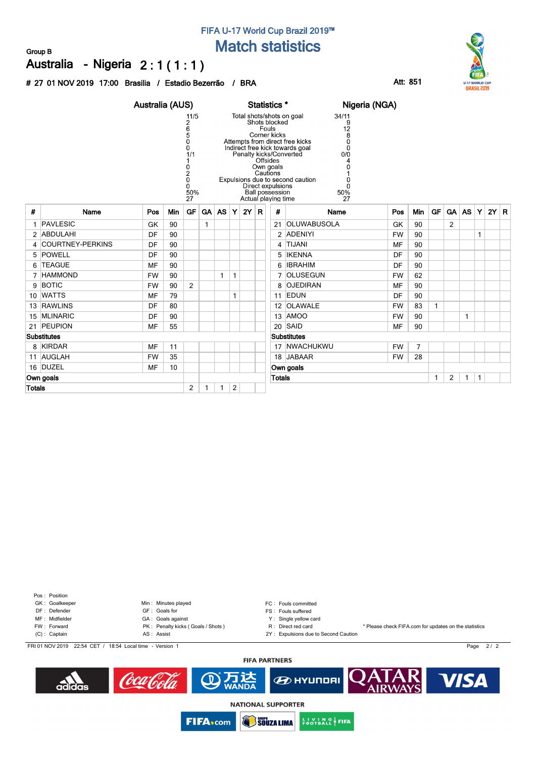## FIFA U-17 World Cup Brazil 2019™

# Match statistics

Group B

**Australia - Nigeria 2 : 1 ( 1 : 1 )**

**# 27 01 NOV 2019 17:00 Brasilia / Estadio Bezerrão / BRA**

Att: 851

| Australia (AUS) | Statistics * | Nigeria (NGA) |
|---|---|---|
| 11/5 | Total shots/shots on goal | 34/11 |
| 2 | Shots blocked | 9 |
| 6 | Fouls | 12 |
| 5 | Corner kicks | 8 |
| 0 | Attempts from direct free kicks | 0 |
| 0 | Indirect free kick towards goal | 0 |
| 1/1 | Penalty kicks/Converted | 0/0 |
| 1 | Offsides | 4 |
| 0 | Own goals | 0 |
| 2 | Cautions | 1 |
| 0 | Expulsions due to second caution | 0 |
| 0 | Direct expulsions | 0 |
| 50% | Ball possession | 50% |
| 27 | Actual playing time | 27 |

| # | Name | Pos | Min | GF | GA | AS | Y | 2Y | R |
|---|---|---|---|---|---|---|---|---|---|
| 1 | PAVLESIC | GK | 90 | | 1 | | | | |
| 2 | ABDULAHI | DF | 90 | | | | | | |
| 4 | COURTNEY-PERKINS | DF | 90 | | | | | | |
| 5 | POWELL | DF | 90 | | | | | | |
| 6 | TEAGUE | MF | 90 | | | | | | |
| 7 | HAMMOND | FW | 90 | | | 1 | 1 | | |
| 9 | BOTIC | FW | 90 | 2 | | | | | |
| 10 | WATTS | MF | 79 | | | | 1 | | |
| 13 | RAWLINS | DF | 80 | | | | | | |
| 15 | MLINARIC | DF | 90 | | | | | | |
| 21 | PEUPION | MF | 55 | | | | | | |
| **Substitutes** | | | | | | | | | |
| 8 | KIRDAR | MF | 11 | | | | | | |
| 11 | AUGLAH | FW | 35 | | | | | | |
| 16 | DUZEL | MF | 10 | | | | | | |
| **Own goals** | | | | | | | | | |
| **Totals** | | | | 2 | 1 | 1 | 2 | | |

| # | Name | Pos | Min | GF | GA | AS | Y | 2Y | R |
|---|---|---|---|---|---|---|---|---|---|
| 21 | OLUWABUSOLA | GK | 90 | | 2 | | | | |
| 2 | ADENIYI | FW | 90 | | | | 1 | | |
| 4 | TIJANI | MF | 90 | | | | | | |
| 5 | IKENNA | DF | 90 | | | | | | |
| 6 | IBRAHIM | DF | 90 | | | | | | |
| 7 | OLUSEGUN | FW | 62 | | | | | | |
| 8 | OJEDIRAN | MF | 90 | | | | | | |
| 11 | EDUN | DF | 90 | | | | | | |
| 12 | OLAWALE | FW | 83 | 1 | | | | | |
| 13 | AMOO | FW | 90 | | | 1 | | | |
| 20 | SAID | MF | 90 | | | | | | |
| **Substitutes** | | | | | | | | | |
| 17 | NWACHUKWU | FW | 7 | | | | | | |
| 18 | JABAAR | FW | 28 | | | | | | |
| **Own goals** | | | | | | | | | |
| **Totals** | | | | 1 | 2 | 1 | 1 | | |

Pos : Position
GK : Goalkeeper
DF : Defender
MF : Midfielder
FW : Forward
(C) : Captain

Min : Minutes played
GF : Goals for
GA : Goals against
PK : Penalty kicks ( Goals / Shots )
AS : Assist

FC : Fouls committed
FS : Fouls suffered
Y : Single yellow card
R : Direct red card
2Y : Expulsions due to Second Caution

* Please check FIFA.com for updates on the statistics

FRI 01 NOV 2019 22:54 CET / 18:54 Local time - Version 1

FIFA PARTNERS

NATIONAL SUPPORTER